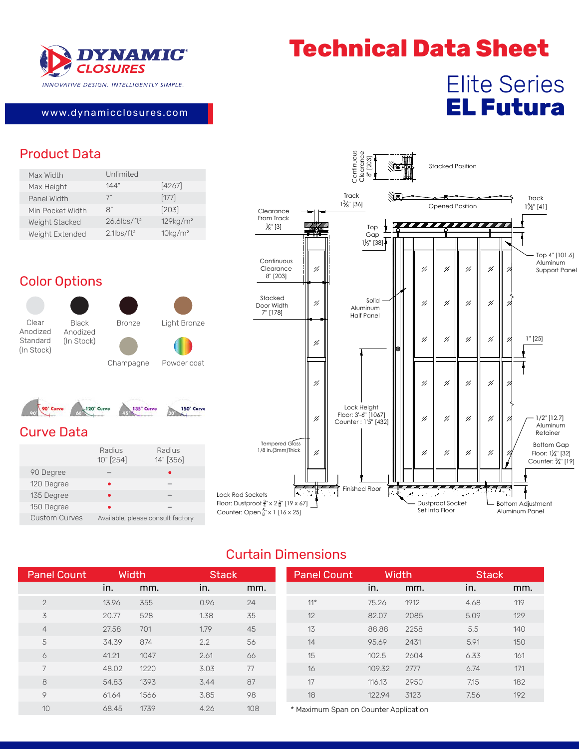# DYNAMIC CLOSURES

INNOVATIVE DESIGN. INTELLIGENTLY SIMPLE.

www.dynamicclosures.com

# Technical Data Sheet

## Elite Series
## **EL Futura**

## Product Data

| | | |
|---|---|---|
| Max Width | Unlimited | |
| Max Height | 144" | [4267] |
| Panel Width | 7" | [177] |
| Min Pocket Width | 8" | [203] |
| Weight Stacked | 26.6lbs/ft² | 129kg/m² |
| Weight Extended | 2.1lbs/ft² | 10kg/m² |

## Color Options

- Clear Anodized Standard (In Stock)
- Black Anodized (In Stock)
- Bronze
- Light Bronze
- Champagne
- Powder coat

90° Curve | 120° Curve | 135° Curve | 150° Curve

## Curve Data

| | Radius 10" [254] | Radius 14" [356] |
|---|---|---|
| 90 Degree | – | • |
| 120 Degree | • | – |
| 135 Degree | • | – |
| 150 Degree | • | – |
| Custom Curves | Available, please consult factory | |

Continuous Clearance 8" [203]
Stacked Position
Track 1⅜" [36]
Opened Position
Track 1⅝" [41]
Clearance From Track ⅛" [3]
Top Gap 1½" [38]
Top 4" [101.6] Aluminum Support Panel
Continuous Clearance 8" [203]
Stacked Door Width 7" [178]
Solid Aluminum Half Panel
1" [25]
Lock Height Floor: 3'-6" [1067] Counter : 1'5" [432]
1/2" [12.7] Aluminum Retainer
Tempered Glass 1/8 in.(3mm)Thick
Bottom Gap Floor: 1¼" [32] Counter: ¾" [19]
Finished Floor
Lock Rod Sockets Floor: Dustproof ¾" x 2⅝" [19 x 67] Counter: Open ⅝" x 1 [16 x 25]
Dustproof Socket Set Into Floor
Bottom Adjustment Aluminum Panel

## Curtain Dimensions

| Panel Count | Width in. | Width mm. | Stack in. | Stack mm. |
|---|---|---|---|---|
| 2 | 13.96 | 355 | 0.96 | 24 |
| 3 | 20.77 | 528 | 1.38 | 35 |
| 4 | 27.58 | 701 | 1.79 | 45 |
| 5 | 34.39 | 874 | 2.2 | 56 |
| 6 | 41.21 | 1047 | 2.61 | 66 |
| 7 | 48.02 | 1220 | 3.03 | 77 |
| 8 | 54.83 | 1393 | 3.44 | 87 |
| 9 | 61.64 | 1566 | 3.85 | 98 |
| 10 | 68.45 | 1739 | 4.26 | 108 |

| Panel Count | Width in. | Width mm. | Stack in. | Stack mm. |
|---|---|---|---|---|
| 11* | 75.26 | 1912 | 4.68 | 119 |
| 12 | 82.07 | 2085 | 5.09 | 129 |
| 13 | 88.88 | 2258 | 5.5 | 140 |
| 14 | 95.69 | 2431 | 5.91 | 150 |
| 15 | 102.5 | 2604 | 6.33 | 161 |
| 16 | 109.32 | 2777 | 6.74 | 171 |
| 17 | 116.13 | 2950 | 7.15 | 182 |
| 18 | 122.94 | 3123 | 7.56 | 192 |

* Maximum Span on Counter Application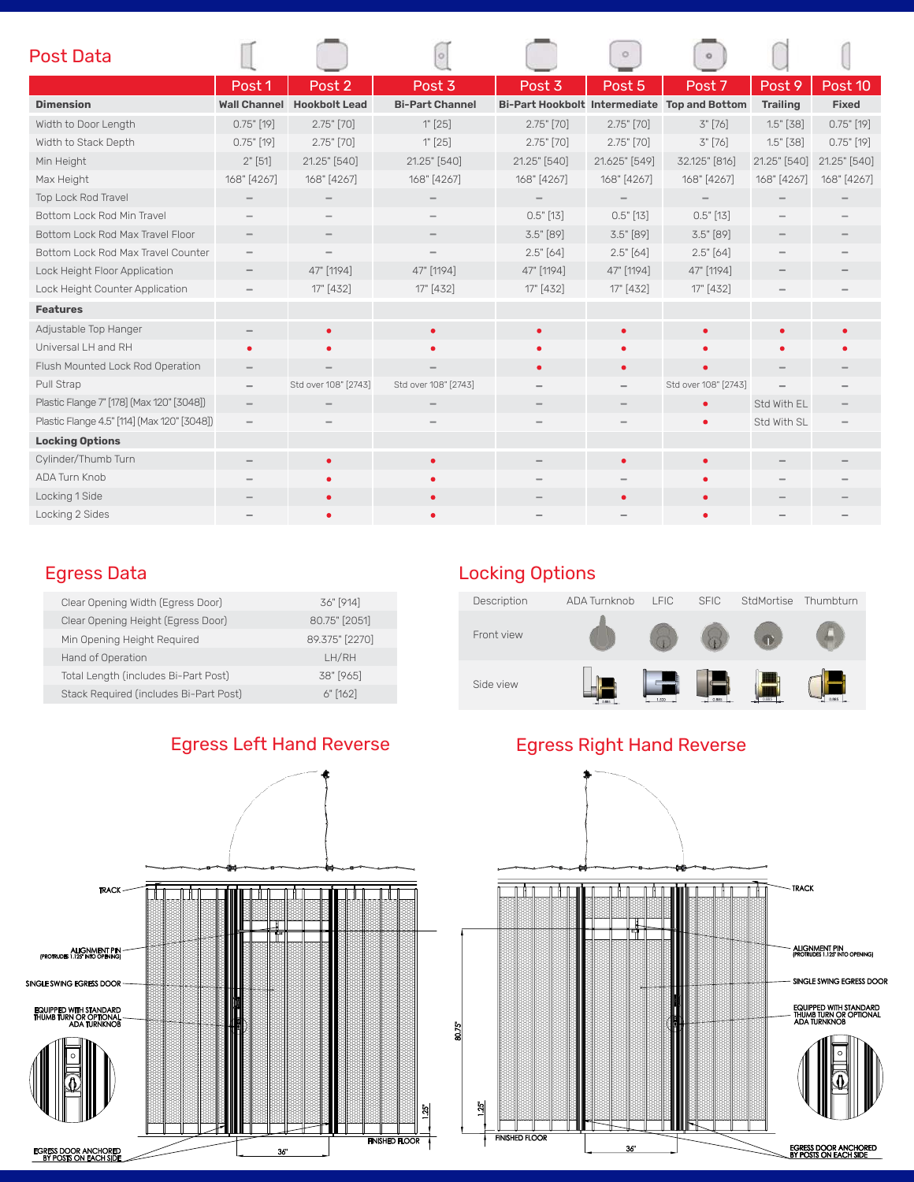## Post Data

| Dimension | Post 1 Wall Channel | Post 2 Hookbolt Lead | Post 3 Bi-Part Channel | Post 3 Bi-Part Hookbolt | Post 5 Intermediate | Post 7 Top and Bottom | Post 9 Trailing | Post 10 Fixed |
|---|---|---|---|---|---|---|---|---|
| Width to Door Length | 0.75" [19] | 2.75" [70] | 1" [25] | 2.75" [70] | 2.75" [70] | 3" [76] | 1.5" [38] | 0.75" [19] |
| Width to Stack Depth | 0.75" [19] | 2.75" [70] | 1" [25] | 2.75" [70] | 2.75" [70] | 3" [76] | 1.5" [38] | 0.75" [19] |
| Min Height | 2" [51] | 21.25" [540] | 21.25" [540] | 21.25" [540] | 21.625" [549] | 32.125" [816] | 21.25" [540] | 21.25" [540] |
| Max Height | 168" [4267] | 168" [4267] | 168" [4267] | 168" [4267] | 168" [4267] | 168" [4267] | 168" [4267] | 168" [4267] |
| Top Lock Rod Travel | – | – | – | – | – | – | – | – |
| Bottom Lock Rod Min Travel | – | – | – | 0.5" [13] | 0.5" [13] | 0.5" [13] | – | – |
| Bottom Lock Rod Max Travel Floor | – | – | – | 3.5" [89] | 3.5" [89] | 3.5" [89] | – | – |
| Bottom Lock Rod Max Travel Counter | – | – | – | 2.5" [64] | 2.5" [64] | 2.5" [64] | – | – |
| Lock Height Floor Application | – | 47" [1194] | 47" [1194] | 47" [1194] | 47" [1194] | 47" [1194] | – | – |
| Lock Height Counter Application | – | 17" [432] | 17" [432] | 17" [432] | 17" [432] | 17" [432] | – | – |
| **Features** | | | | | | | | |
| Adjustable Top Hanger | – | • | • | • | • | • | • | • |
| Universal LH and RH | • | • | • | • | • | • | • | • |
| Flush Mounted Lock Rod Operation | – | – | – | • | • | • | – | – |
| Pull Strap | – | Std over 108" [2743] | Std over 108" [2743] | – | – | Std over 108" [2743] | – | – |
| Plastic Flange 7" [178] (Max 120" [3048]) | – | – | – | – | – | • | Std With EL | – |
| Plastic Flange 4.5" [114] (Max 120" [3048]) | – | – | – | – | – | • | Std With SL | – |
| **Locking Options** | | | | | | | | |
| Cylinder/Thumb Turn | – | • | • | – | • | • | – | – |
| ADA Turn Knob | – | • | • | – | – | • | – | – |
| Locking 1 Side | – | • | • | – | • | • | – | – |
| Locking 2 Sides | – | • | • | – | – | • | – | – |

## Egress Data

| | |
|---|---|
| Clear Opening Width (Egress Door) | 36" [914] |
| Clear Opening Height (Egress Door) | 80.75" [2051] |
| Min Opening Height Required | 89.375" [2270] |
| Hand of Operation | LH/RH |
| Total Length (includes Bi-Part Post) | 38" [965] |
| Stack Required (includes Bi-Part Post) | 6" [162] |

## Locking Options

| Description | ADA Turnknob | LFIC | SFIC | StdMortise | Thumbturn |
|---|---|---|---|---|---|
| Front view | | | | | |
| Side view | | | | | |

## Egress Left Hand Reverse

TRACK

ALIGNMENT PIN (PROTRUDES 1.125" INTO OPENING)

SINGLE SWING EGRESS DOOR

EQUIPPED WITH STANDARD THUMB TURN OR OPTIONAL ADA TURNKNOB

EGRESS DOOR ANCHORED BY POSTS ON EACH SIDE

36"

1.25"

FINISHED FLOOR

## Egress Right Hand Reverse

TRACK

ALIGNMENT PIN (PROTRUDES 1.125" INTO OPENING)

SINGLE SWING EGRESS DOOR

EQUIPPED WITH STANDARD THUMB TURN OR OPTIONAL ADA TURNKNOB

EGRESS DOOR ANCHORED BY POSTS ON EACH SIDE

80.75"

1.25"

FINISHED FLOOR

36"